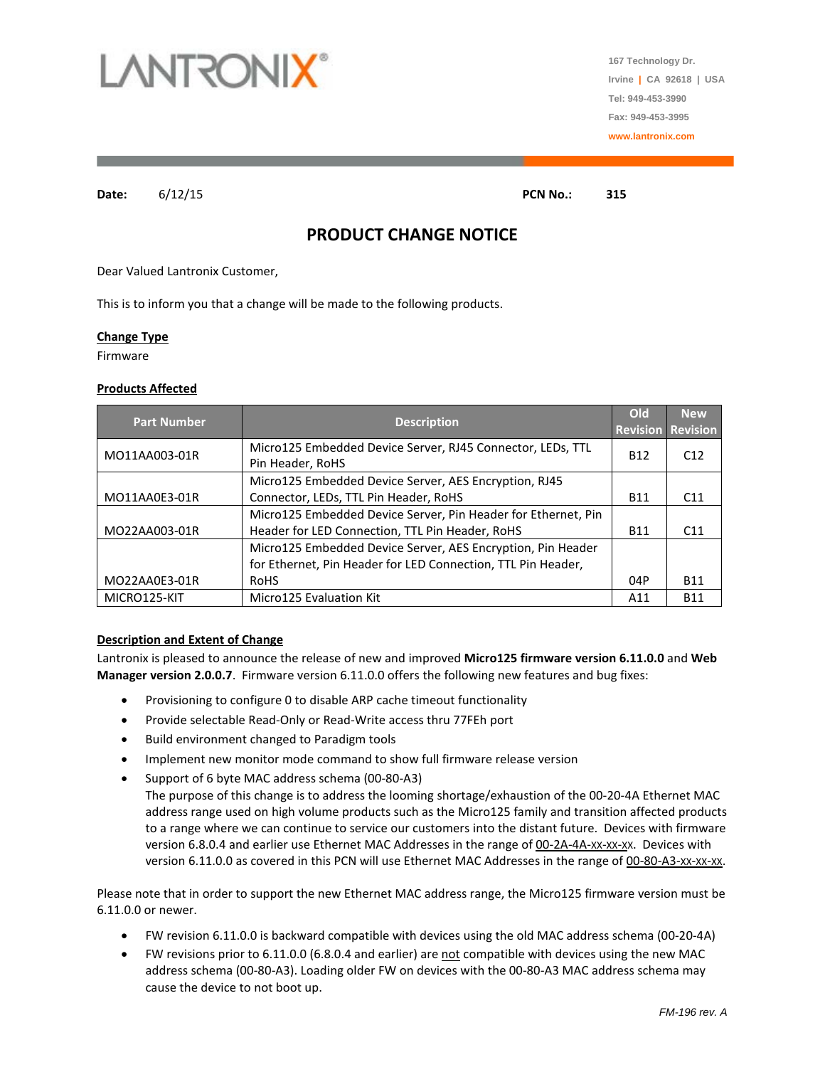LANTRONIX®

167 Technology Dr.
Irvine | CA 92618 | USA
Tel: 949-453-3990
Fax: 949-453-3995
www.lantronix.com

**Date:** 6/12/15 **PCN No.:** **315**

# PRODUCT CHANGE NOTICE

Dear Valued Lantronix Customer,

This is to inform you that a change will be made to the following products.

**Change Type**

Firmware

**Products Affected**

| Part Number | Description | Old Revision | New Revision |
|---|---|---|---|
| MO11AA003-01R | Micro125 Embedded Device Server, RJ45 Connector, LEDs, TTL Pin Header, RoHS | B12 | C12 |
| MO11AA0E3-01R | Micro125 Embedded Device Server, AES Encryption, RJ45 Connector, LEDs, TTL Pin Header, RoHS | B11 | C11 |
| MO22AA003-01R | Micro125 Embedded Device Server, Pin Header for Ethernet, Pin Header for LED Connection, TTL Pin Header, RoHS | B11 | C11 |
| MO22AA0E3-01R | Micro125 Embedded Device Server, AES Encryption, Pin Header for Ethernet, Pin Header for LED Connection, TTL Pin Header, RoHS | 04P | B11 |
| MICRO125-KIT | Micro125 Evaluation Kit | A11 | B11 |

**Description and Extent of Change**

Lantronix is pleased to announce the release of new and improved **Micro125 firmware version 6.11.0.0** and **Web Manager version 2.0.0.7**. Firmware version 6.11.0.0 offers the following new features and bug fixes:

- Provisioning to configure 0 to disable ARP cache timeout functionality
- Provide selectable Read-Only or Read-Write access thru 77FEh port
- Build environment changed to Paradigm tools
- Implement new monitor mode command to show full firmware release version
- Support of 6 byte MAC address schema (00-80-A3)
  The purpose of this change is to address the looming shortage/exhaustion of the 00-20-4A Ethernet MAC address range used on high volume products such as the Micro125 family and transition affected products to a range where we can continue to service our customers into the distant future. Devices with firmware version 6.8.0.4 and earlier use Ethernet MAC Addresses in the range of 00-2A-4A-xx-xx-xx. Devices with version 6.11.0.0 as covered in this PCN will use Ethernet MAC Addresses in the range of 00-80-A3-xx-xx-xx.

Please note that in order to support the new Ethernet MAC address range, the Micro125 firmware version must be 6.11.0.0 or newer.

- FW revision 6.11.0.0 is backward compatible with devices using the old MAC address schema (00-20-4A)
- FW revisions prior to 6.11.0.0 (6.8.0.4 and earlier) are not compatible with devices using the new MAC address schema (00-80-A3). Loading older FW on devices with the 00-80-A3 MAC address schema may cause the device to not boot up.

*FM-196 rev. A*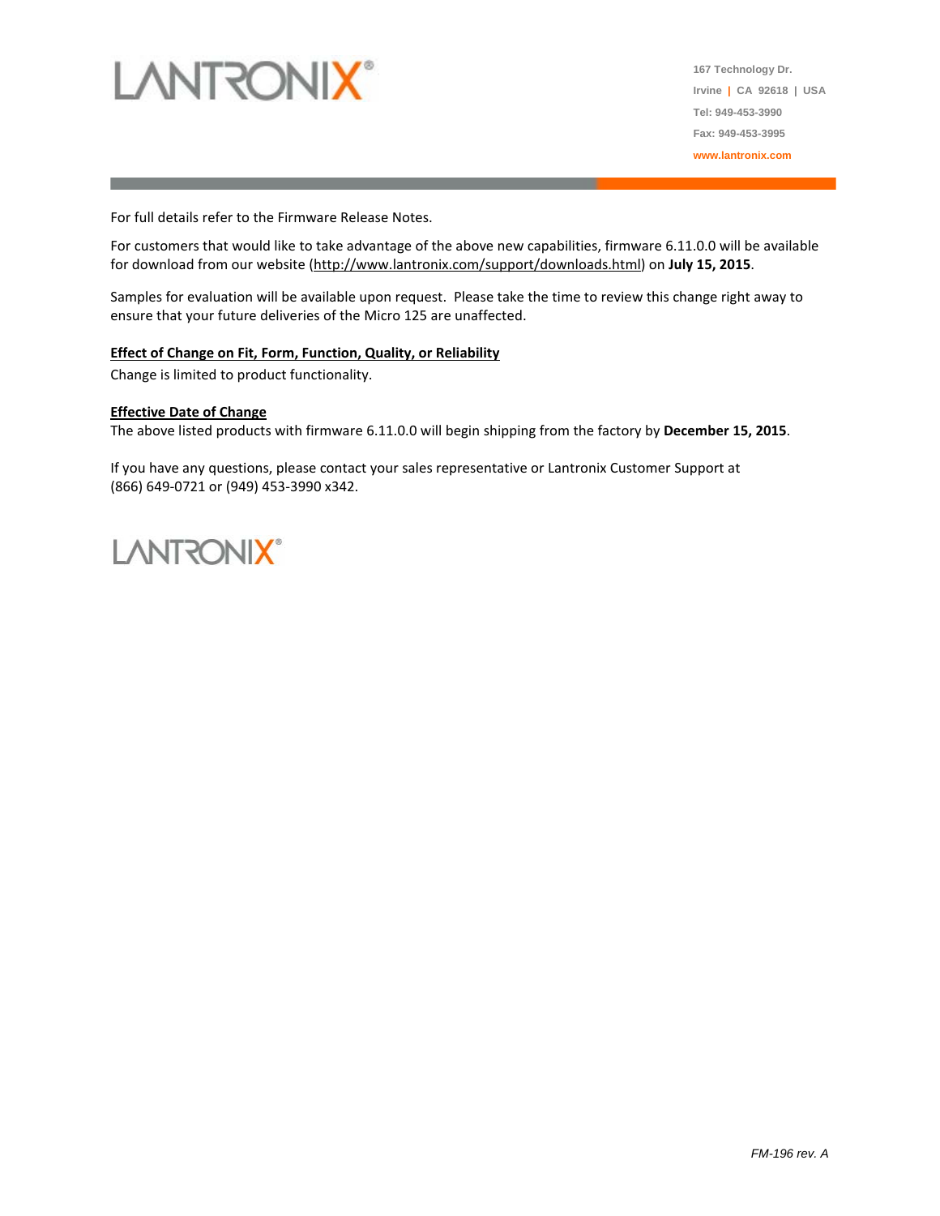LANTRONIX®

167 Technology Dr.
Irvine | CA 92618 | USA
Tel: 949-453-3990
Fax: 949-453-3995
www.lantronix.com

For full details refer to the Firmware Release Notes.

For customers that would like to take advantage of the above new capabilities, firmware 6.11.0.0 will be available for download from our website (http://www.lantronix.com/support/downloads.html) on **July 15, 2015**.

Samples for evaluation will be available upon request. Please take the time to review this change right away to ensure that your future deliveries of the Micro 125 are unaffected.

**Effect of Change on Fit, Form, Function, Quality, or Reliability**

Change is limited to product functionality.

**Effective Date of Change**

The above listed products with firmware 6.11.0.0 will begin shipping from the factory by **December 15, 2015**.

If you have any questions, please contact your sales representative or Lantronix Customer Support at (866) 649-0721 or (949) 453-3990 x342.

LANTRONIX®

*FM-196 rev. A*